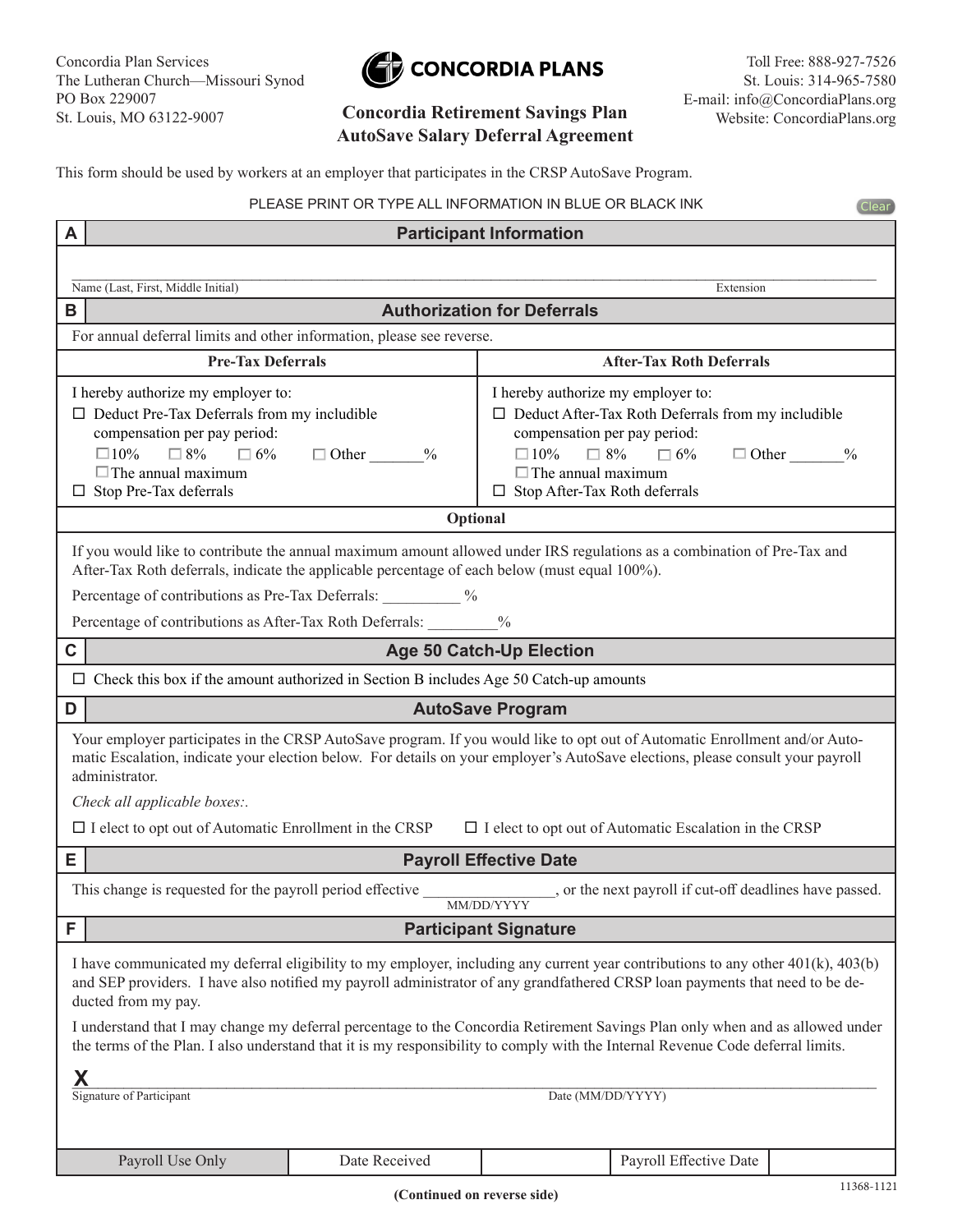Concordia Plan Services
The Lutheran Church—Missouri Synod
PO Box 229007
St. Louis, MO 63122-9007

CONCORDIA PLANS

Toll Free: 888-927-7526
St. Louis: 314-965-7580
E-mail: info@ConcordiaPlans.org
Website: ConcordiaPlans.org

# Concordia Retirement Savings Plan
# AutoSave Salary Deferral Agreement

This form should be used by workers at an employer that participates in the CRSP AutoSave Program.

PLEASE PRINT OR TYPE ALL INFORMATION IN BLUE OR BLACK INK

## A Participant Information

______________________________________________________________________
Name (Last, First, Middle Initial) Extension

## B Authorization for Deferrals

For annual deferral limits and other information, please see reverse.

| Pre-Tax Deferrals | After-Tax Roth Deferrals |
|---|---|
| I hereby authorize my employer to:<br>☐ Deduct Pre-Tax Deferrals from my includible compensation per pay period:<br>☐ 10% ☐ 8% ☐ 6% ☐ Other _______%<br>☐ The annual maximum<br>☐ Stop Pre-Tax deferrals | I hereby authorize my employer to:<br>☐ Deduct After-Tax Roth Deferrals from my includible compensation per pay period:<br>☐ 10% ☐ 8% ☐ 6% ☐ Other _______%<br>☐ The annual maximum<br>☐ Stop After-Tax Roth deferrals |

**Optional**

If you would like to contribute the annual maximum amount allowed under IRS regulations as a combination of Pre-Tax and After-Tax Roth deferrals, indicate the applicable percentage of each below (must equal 100%).

Percentage of contributions as Pre-Tax Deferrals: __________ %

Percentage of contributions as After-Tax Roth Deferrals: _________%

## C Age 50 Catch-Up Election

☐ Check this box if the amount authorized in Section B includes Age 50 Catch-up amounts

## D AutoSave Program

Your employer participates in the CRSP AutoSave program. If you would like to opt out of Automatic Enrollment and/or Automatic Escalation, indicate your election below. For details on your employer's AutoSave elections, please consult your payroll administrator.

*Check all applicable boxes:.*

☐ I elect to opt out of Automatic Enrollment in the CRSP ☐ I elect to opt out of Automatic Escalation in the CRSP

## E Payroll Effective Date

This change is requested for the payroll period effective _________________ (MM/DD/YYYY), or the next payroll if cut-off deadlines have passed.

## F Participant Signature

I have communicated my deferral eligibility to my employer, including any current year contributions to any other 401(k), 403(b) and SEP providers. I have also notified my payroll administrator of any grandfathered CRSP loan payments that need to be deducted from my pay.

I understand that I may change my deferral percentage to the Concordia Retirement Savings Plan only when and as allowed under the terms of the Plan. I also understand that it is my responsibility to comply with the Internal Revenue Code deferral limits.

X______________________________________________________________________
Signature of Participant Date (MM/DD/YYYY)

| Payroll Use Only | Date Received | | Payroll Effective Date | |
|---|---|---|---|---|

**(Continued on reverse side)**

11368-1121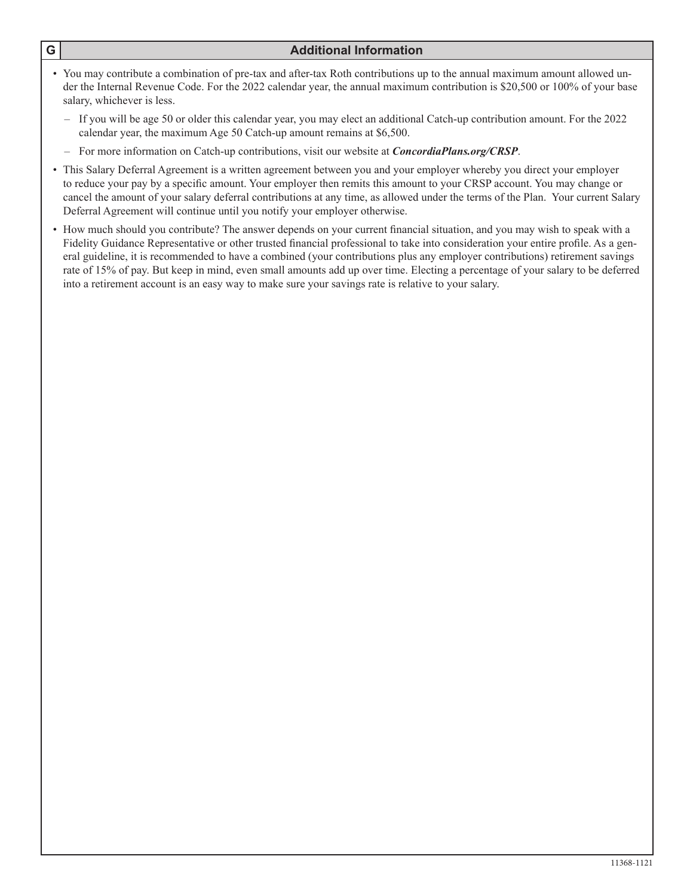## G Additional Information

- You may contribute a combination of pre-tax and after-tax Roth contributions up to the annual maximum amount allowed under the Internal Revenue Code. For the 2022 calendar year, the annual maximum contribution is $20,500 or 100% of your base salary, whichever is less.
  - If you will be age 50 or older this calendar year, you may elect an additional Catch-up contribution amount. For the 2022 calendar year, the maximum Age 50 Catch-up amount remains at $6,500.
  - For more information on Catch-up contributions, visit our website at ***ConcordiaPlans.org/CRSP***.
- This Salary Deferral Agreement is a written agreement between you and your employer whereby you direct your employer to reduce your pay by a specific amount. Your employer then remits this amount to your CRSP account. You may change or cancel the amount of your salary deferral contributions at any time, as allowed under the terms of the Plan. Your current Salary Deferral Agreement will continue until you notify your employer otherwise.
- How much should you contribute? The answer depends on your current financial situation, and you may wish to speak with a Fidelity Guidance Representative or other trusted financial professional to take into consideration your entire profile. As a general guideline, it is recommended to have a combined (your contributions plus any employer contributions) retirement savings rate of 15% of pay. But keep in mind, even small amounts add up over time. Electing a percentage of your salary to be deferred into a retirement account is an easy way to make sure your savings rate is relative to your salary.

11368-1121